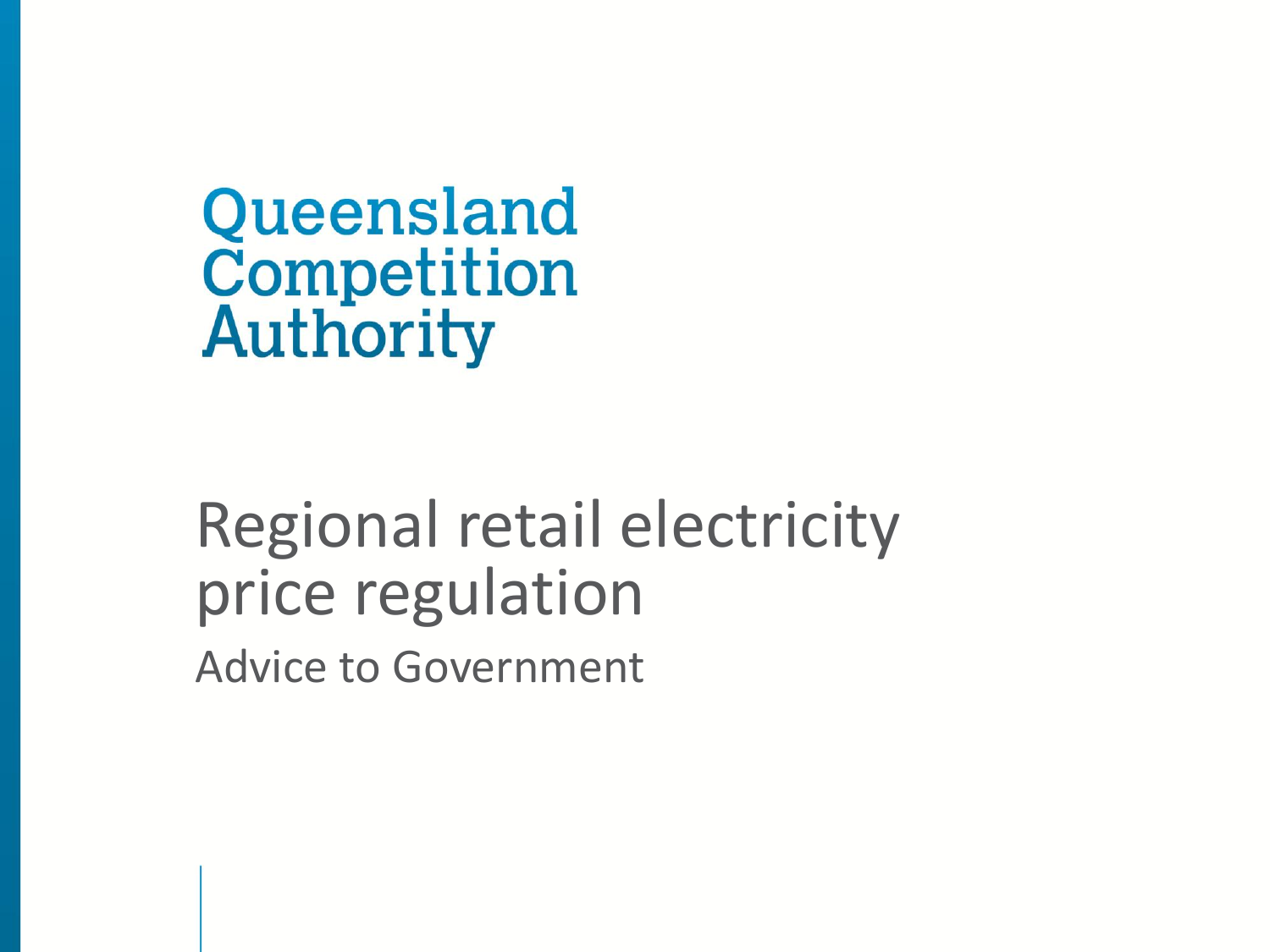Queensland Competition Authority

# Regional retail electricity price regulation

## Advice to Government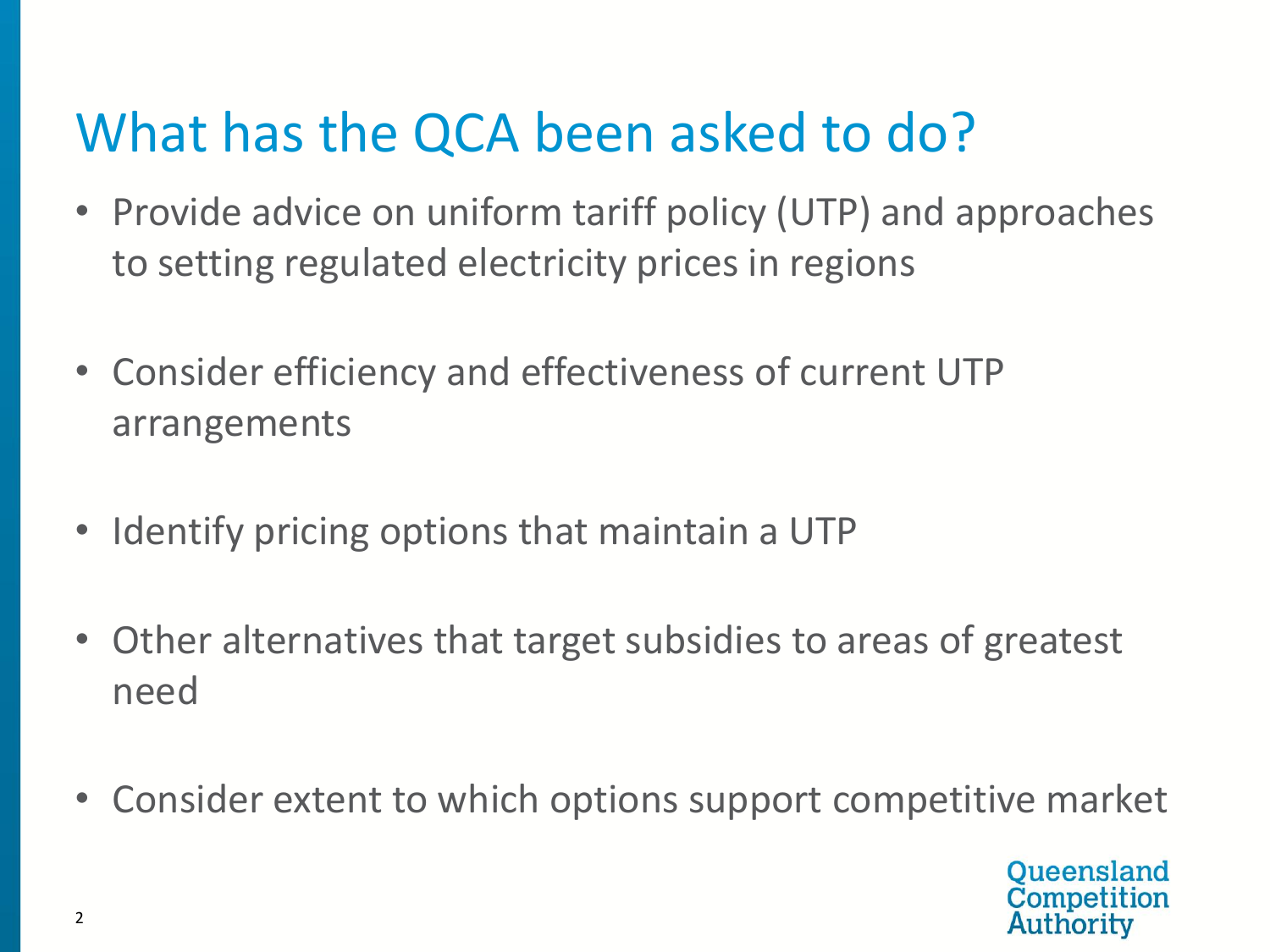# What has the QCA been asked to do?

- Provide advice on uniform tariff policy (UTP) and approaches to setting regulated electricity prices in regions
- Consider efficiency and effectiveness of current UTP arrangements
- Identify pricing options that maintain a UTP
- Other alternatives that target subsidies to areas of greatest need
- Consider extent to which options support competitive market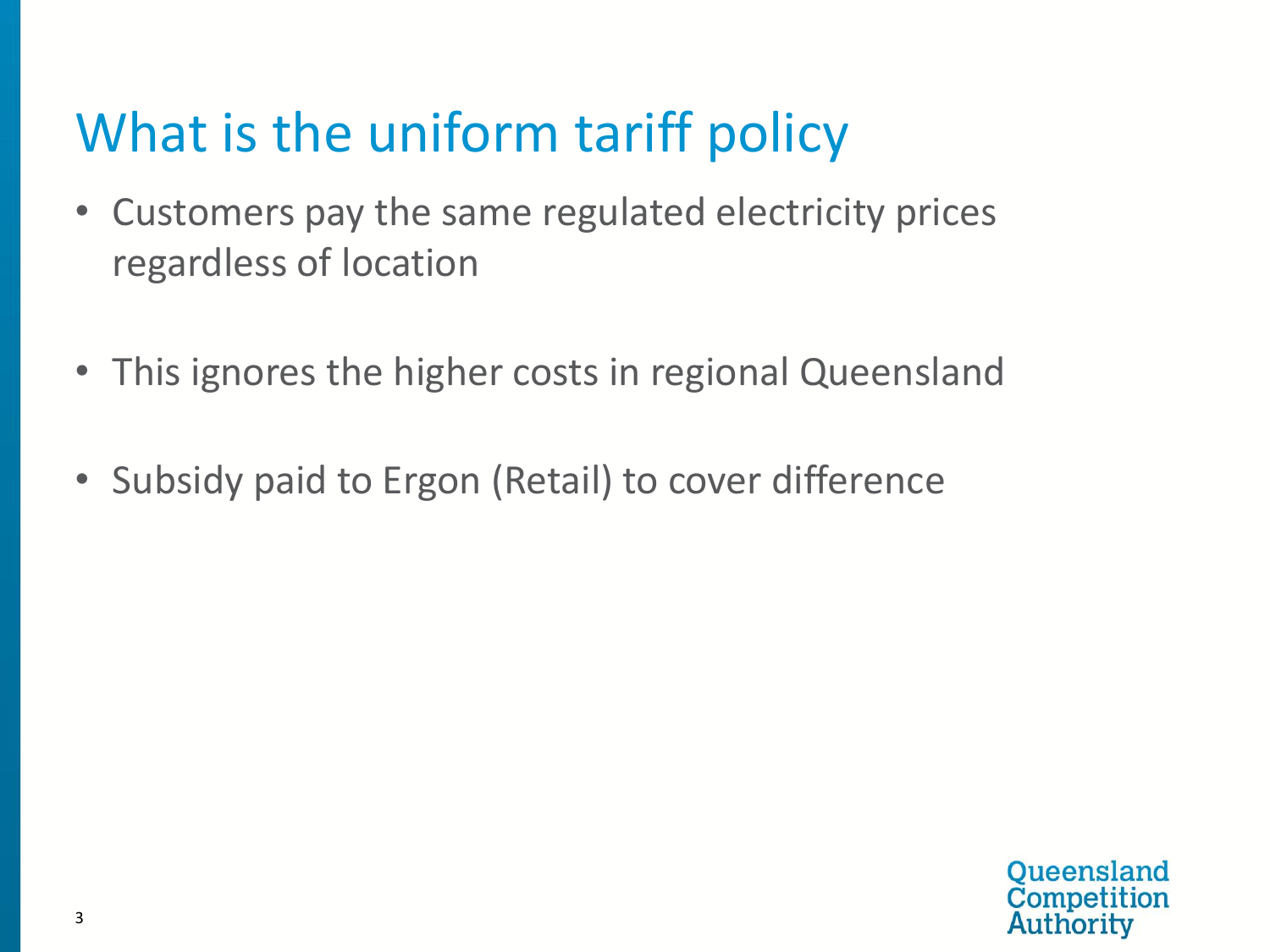# What is the uniform tariff policy

- Customers pay the same regulated electricity prices regardless of location
- This ignores the higher costs in regional Queensland
- Subsidy paid to Ergon (Retail) to cover difference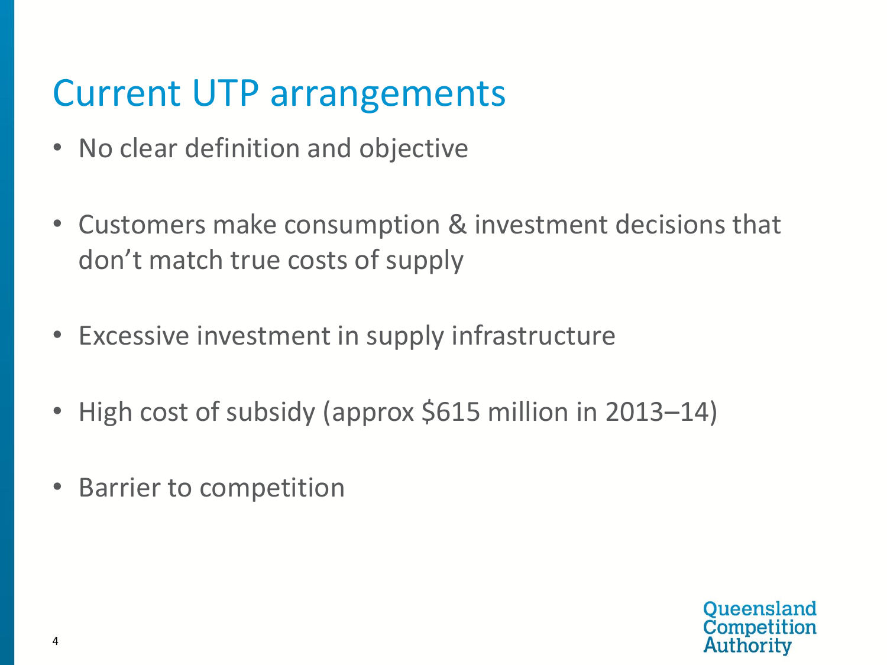# Current UTP arrangements

- No clear definition and objective
- Customers make consumption & investment decisions that don't match true costs of supply
- Excessive investment in supply infrastructure
- High cost of subsidy (approx $615 million in 2013–14)
- Barrier to competition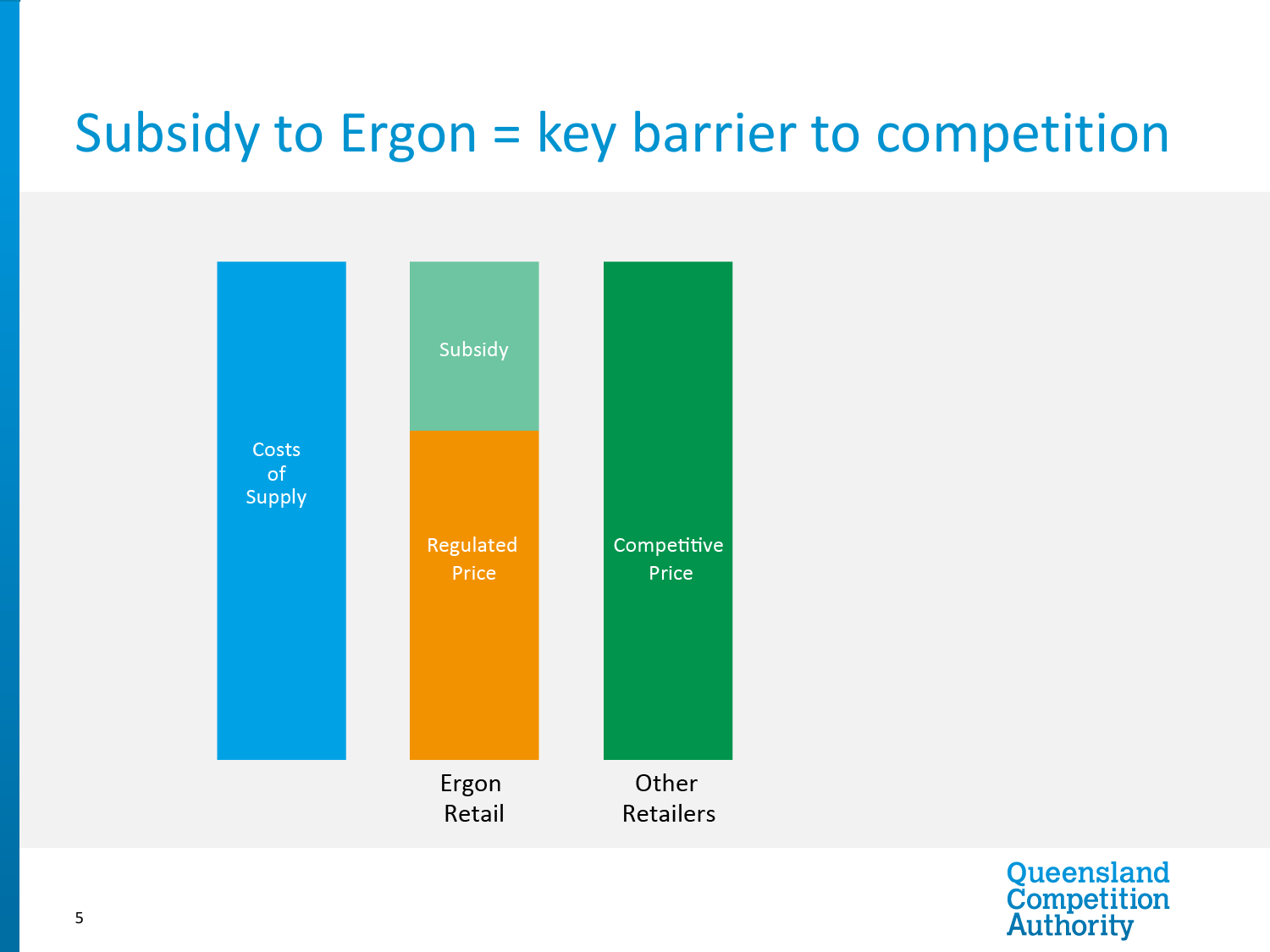# Subsidy to Ergon = key barrier to competition

Costs of Supply

Subsidy

Regulated Price

Competitive Price

Ergon Retail

Other Retailers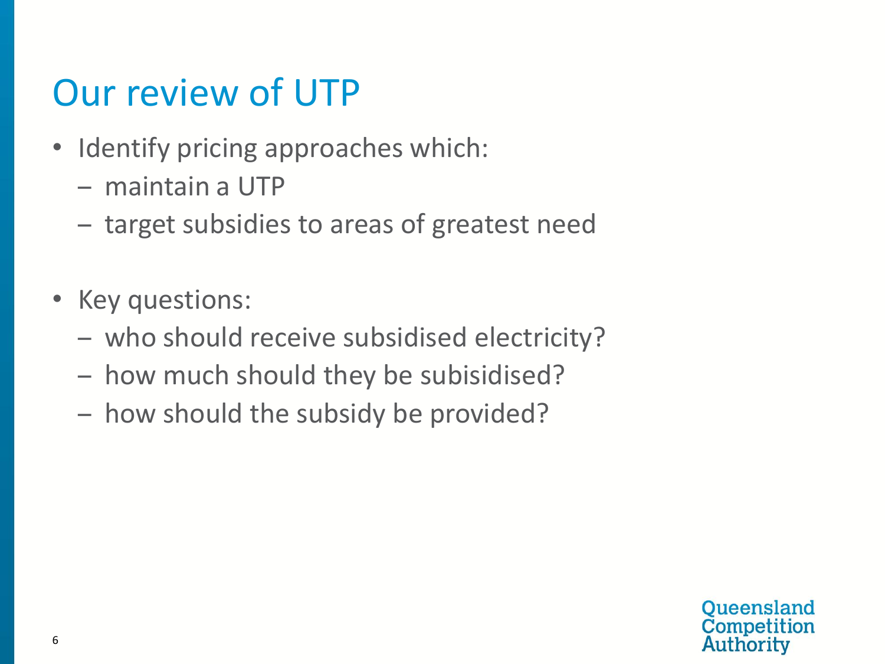# Our review of UTP

- Identify pricing approaches which:
  - maintain a UTP
  - target subsidies to areas of greatest need

- Key questions:
  - who should receive subsidised electricity?
  - how much should they be subisidised?
  - how should the subsidy be provided?

Queensland Competition Authority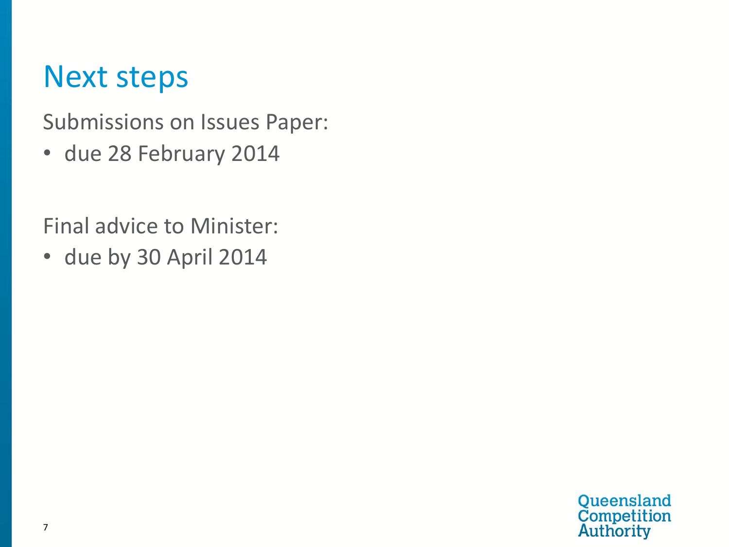# Next steps

Submissions on Issues Paper:

- due 28 February 2014

Final advice to Minister:

- due by 30 April 2014

Queensland Competition Authority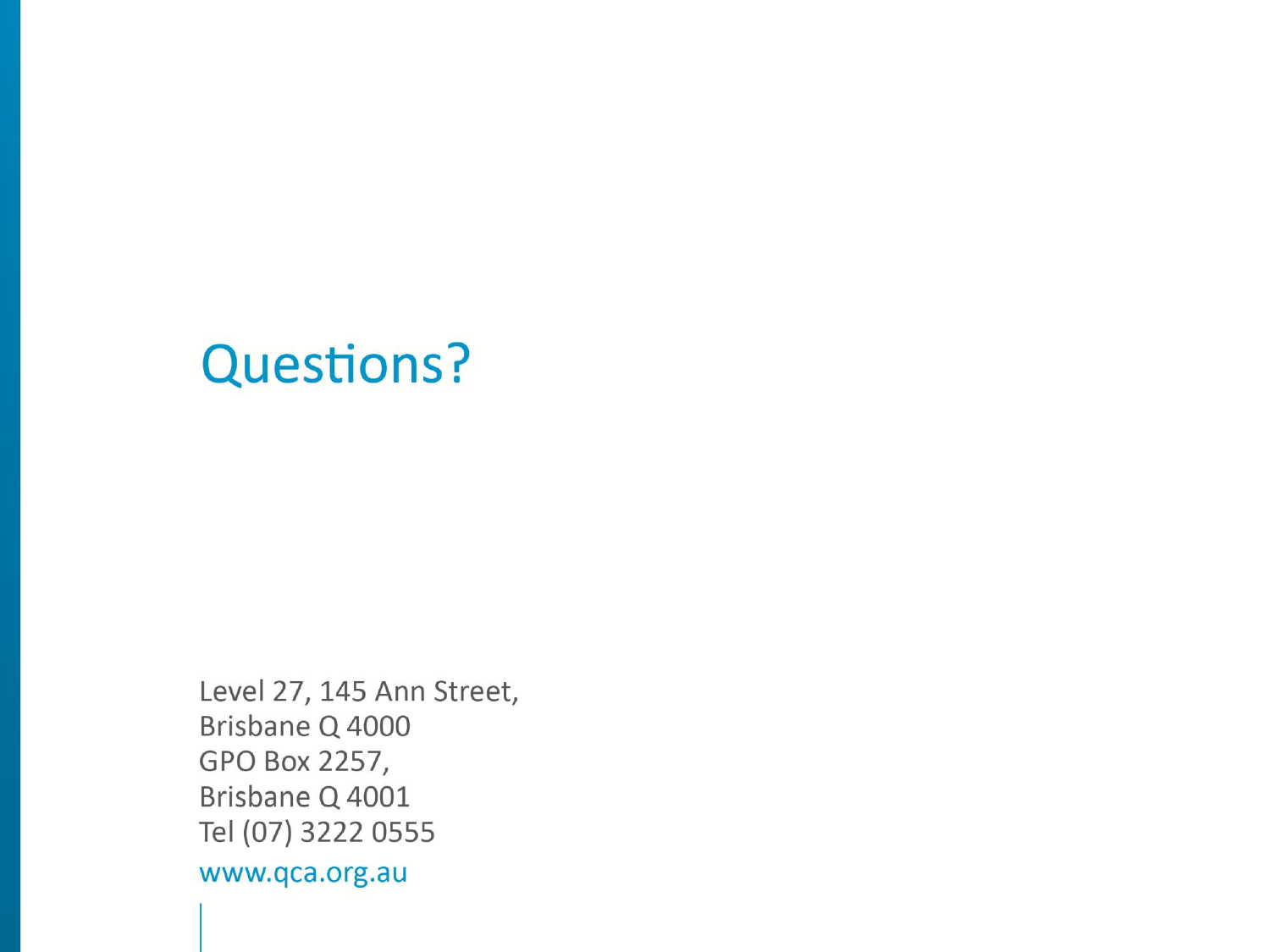# Questions?

Level 27, 145 Ann Street,
Brisbane Q 4000
GPO Box 2257,
Brisbane Q 4001
Tel (07) 3222 0555

www.qca.org.au